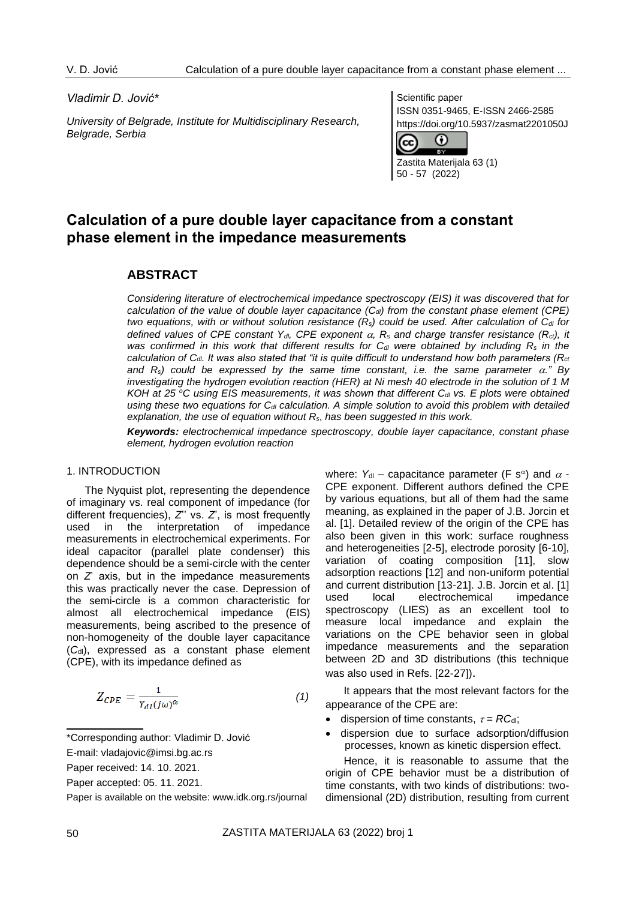*Vladimir D. Jović**

*University of Belgrade, Institute for Multidisciplinary Research, Belgrade, Serbia*

Scientific paper
ISSN 0351-9465, E-ISSN 2466-2585
https://doi.org/10.5937/zasmat2201050J

Zastita Materijala 63 (1)
50 - 57 (2022)

# Calculation of a pure double layer capacitance from a constant phase element in the impedance measurements

## ABSTRACT

*Considering literature of electrochemical impedance spectroscopy (EIS) it was discovered that for calculation of the value of double layer capacitance ($C_{dl}$) from the constant phase element (CPE) two equations, with or without solution resistance ($R_s$) could be used. After calculation of $C_{dl}$ for defined values of CPE constant $Y_{dl}$, CPE exponent $\alpha$, $R_s$ and charge transfer resistance ($R_{ct}$), it was confirmed in this work that different results for $C_{dl}$ were obtained by including $R_s$ in the calculation of $C_{dl}$. It was also stated that "it is quite difficult to understand how both parameters ($R_{ct}$ and $R_s$) could be expressed by the same time constant, i.e. the same parameter $\alpha$." By investigating the hydrogen evolution reaction (HER) at Ni mesh 40 electrode in the solution of 1 M KOH at 25 °C using EIS measurements, it was shown that different $C_{dl}$ vs. E plots were obtained using these two equations for $C_{dl}$ calculation. A simple solution to avoid this problem with detailed explanation, the use of equation without $R_s$, has been suggested in this work.*

***Keywords:*** *electrochemical impedance spectroscopy, double layer capacitance, constant phase element, hydrogen evolution reaction*

## 1. INTRODUCTION

The Nyquist plot, representing the dependence of imaginary vs. real component of impedance (for different frequencies), $Z''$ vs. $Z'$, is most frequently used in the interpretation of impedance measurements in electrochemical experiments. For ideal capacitor (parallel plate condenser) this dependence should be a semi-circle with the center on $Z'$ axis, but in the impedance measurements this was practically never the case. Depression of the semi-circle is a common characteristic for almost all electrochemical impedance (EIS) measurements, being ascribed to the presence of non-homogeneity of the double layer capacitance ($C_{dl}$), expressed as a constant phase element (CPE), with its impedance defined as

$$Z_{CPE} = \frac{1}{Y_{dl}(j\omega)^{\alpha}} \qquad (1)$$

where: $Y_{dl}$ – capacitance parameter (F s$^{\alpha}$) and $\alpha$ - CPE exponent. Different authors defined the CPE by various equations, but all of them had the same meaning, as explained in the paper of J.B. Jorcin et al. [1]. Detailed review of the origin of the CPE has also been given in this work: surface roughness and heterogeneities [2-5], electrode porosity [6-10], variation of coating composition [11], slow adsorption reactions [12] and non-uniform potential and current distribution [13-21]. J.B. Jorcin et al. [1] used local electrochemical impedance spectroscopy (LIES) as an excellent tool to measure local impedance and explain the variations on the CPE behavior seen in global impedance measurements and the separation between 2D and 3D distributions (this technique was also used in Refs. [22-27]).

It appears that the most relevant factors for the appearance of the CPE are:

- dispersion of time constants, $\tau = RC_{dl}$;
- dispersion due to surface adsorption/diffusion processes, known as kinetic dispersion effect.

Hence, it is reasonable to assume that the origin of CPE behavior must be a distribution of time constants, with two kinds of distributions: two-dimensional (2D) distribution, resulting from current

---

*Corresponding author: Vladimir D. Jović

E-mail: vladajovic@imsi.bg.ac.rs

Paper received: 14. 10. 2021.

Paper accepted: 05. 11. 2021.

Paper is available on the website: www.idk.org.rs/journal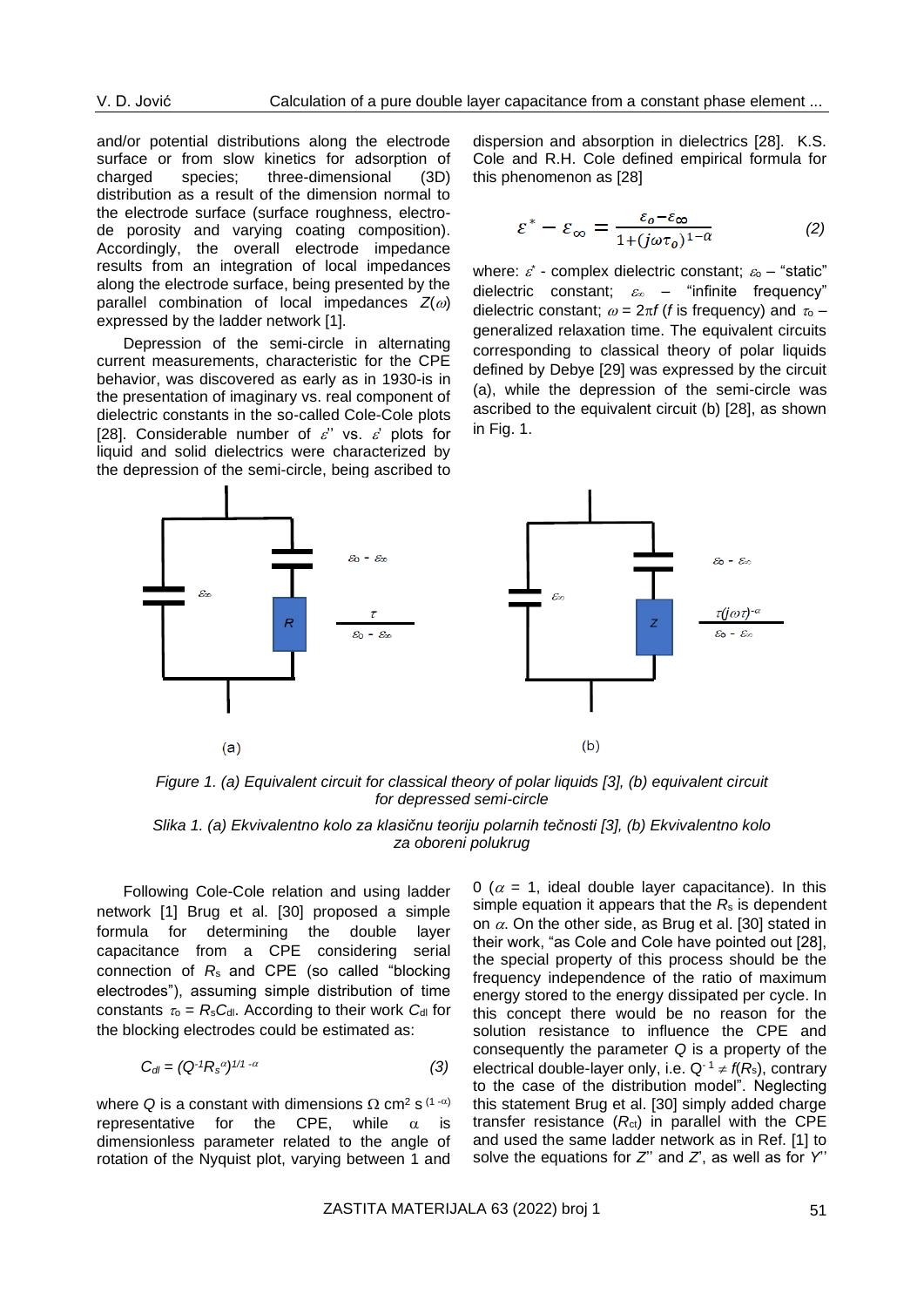and/or potential distributions along the electrode surface or from slow kinetics for adsorption of charged species; three-dimensional (3D) distribution as a result of the dimension normal to the electrode surface (surface roughness, electrode porosity and varying coating composition). Accordingly, the overall electrode impedance results from an integration of local impedances along the electrode surface, being presented by the parallel combination of local impedances $Z(\omega)$ expressed by the ladder network [1].

Depression of the semi-circle in alternating current measurements, characteristic for the CPE behavior, was discovered as early as in 1930-is in the presentation of imaginary vs. real component of dielectric constants in the so-called Cole-Cole plots [28]. Considerable number of $\varepsilon''$ vs. $\varepsilon'$ plots for liquid and solid dielectrics were characterized by the depression of the semi-circle, being ascribed to dispersion and absorption in dielectrics [28]. K.S. Cole and R.H. Cole defined empirical formula for this phenomenon as [28]

$$\varepsilon^* - \varepsilon_\infty = \frac{\varepsilon_o - \varepsilon_\infty}{1 + (j\omega\tau_o)^{1-\alpha}} \tag{2}$$

where: $\varepsilon^*$ - complex dielectric constant; $\varepsilon_0$ – "static" dielectric constant; $\varepsilon_\infty$ – "infinite frequency" dielectric constant; $\omega = 2\pi f$ ($f$ is frequency) and $\tau_0$ – generalized relaxation time. The equivalent circuits corresponding to classical theory of polar liquids defined by Debye [29] was expressed by the circuit (a), while the depression of the semi-circle was ascribed to the equivalent circuit (b) [28], as shown in Fig. 1.

*Figure 1. (a) Equivalent circuit for classical theory of polar liquids [3], (b) equivalent circuit for depressed semi-circle*

*Slika 1. (a) Ekvivalentno kolo za klasičnu teoriju polarnih tečnosti [3], (b) Ekvivalentno kolo za oboreni polukrug*

Following Cole-Cole relation and using ladder network [1] Brug et al. [30] proposed a simple formula for determining the double layer capacitance from a CPE considering serial connection of $R_s$ and CPE (so called "blocking electrodes"), assuming simple distribution of time constants $\tau_0 = R_s C_{dl}$. According to their work $C_{dl}$ for the blocking electrodes could be estimated as:

$$C_{dl} = (Q^{-1} R_s^{\alpha})^{1/1-\alpha} \tag{3}$$

where $Q$ is a constant with dimensions $\Omega$ cm$^2$ s$^{(1-\alpha)}$ representative for the CPE, while $\alpha$ is dimensionless parameter related to the angle of rotation of the Nyquist plot, varying between 1 and 0 ($\alpha = 1$, ideal double layer capacitance). In this simple equation it appears that the $R_s$ is dependent on $\alpha$. On the other side, as Brug et al. [30] stated in their work, "as Cole and Cole have pointed out [28], the special property of this process should be the frequency independence of the ratio of maximum energy stored to the energy dissipated per cycle. In this concept there would be no reason for the solution resistance to influence the CPE and consequently the parameter $Q$ is a property of the electrical double-layer only, i.e. $Q^{-1} \neq f(R_s)$, contrary to the case of the distribution model". Neglecting this statement Brug et al. [30] simply added charge transfer resistance ($R_{ct}$) in parallel with the CPE and used the same ladder network as in Ref. [1] to solve the equations for $Z''$ and $Z'$, as well as for $Y''$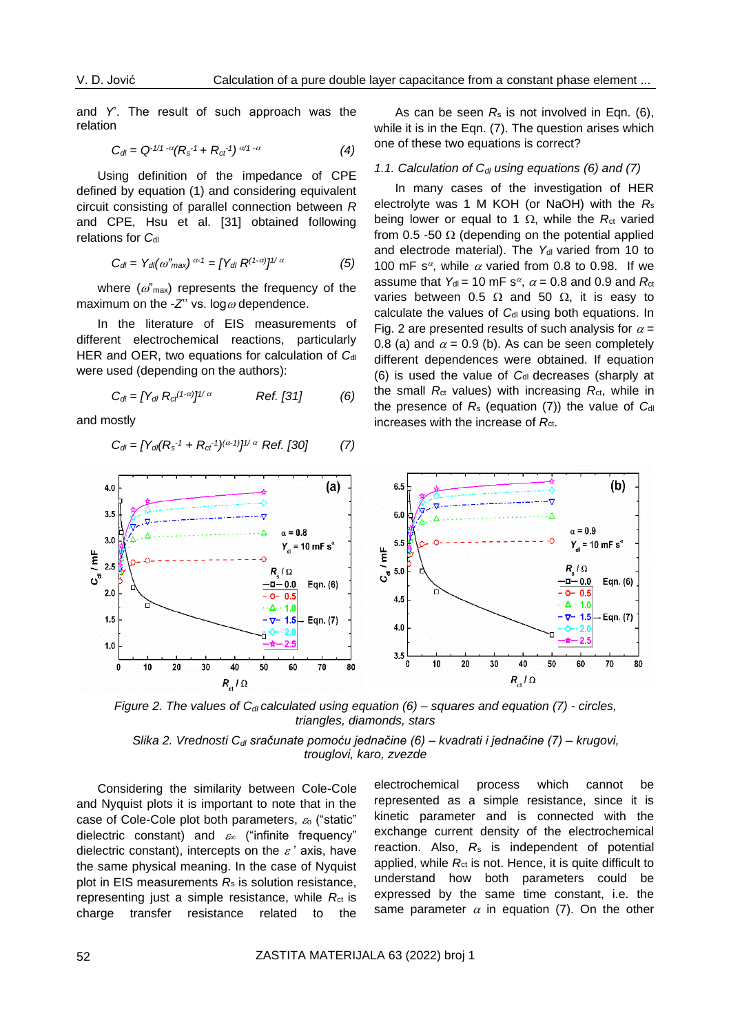and $Y'$. The result of such approach was the relation

$$C_{dl} = Q^{-1/1-\alpha}(R_s^{-1} + R_{ct}^{-1})^{\alpha/1-\alpha} \quad (4)$$

Using definition of the impedance of CPE defined by equation (1) and considering equivalent circuit consisting of parallel connection between $R$ and CPE, Hsu et al. [31] obtained following relations for $C_{dl}$

$$C_{dl} = Y_{dl}(\omega''_{max})^{\alpha-1} = [Y_{dl} R^{(1-\alpha)}]^{1/\alpha} \quad (5)$$

where ($\omega''_{max}$) represents the frequency of the maximum on the $-Z''$ vs. $\log\omega$ dependence.

In the literature of EIS measurements of different electrochemical reactions, particularly HER and OER, two equations for calculation of $C_{dl}$ were used (depending on the authors):

$$C_{dl} = [Y_{dl} R_{ct}^{(1-\alpha)}]^{1/\alpha} \quad \text{Ref. [31]} \quad (6)$$

and mostly

$$C_{dl} = [Y_{dl}(R_s^{-1} + R_{ct}^{-1})^{(\alpha-1)}]^{1/\alpha} \quad \text{Ref. [30]} \quad (7)$$

As can be seen $R_s$ is not involved in Eqn. (6), while it is in the Eqn. (7). The question arises which one of these two equations is correct?

### *1.1. Calculation of $C_{dl}$ using equations (6) and (7)*

In many cases of the investigation of HER electrolyte was 1 M KOH (or NaOH) with the $R_s$ being lower or equal to 1 Ω, while the $R_{ct}$ varied from 0.5 -50 Ω (depending on the potential applied and electrode material). The $Y_{dl}$ varied from 10 to 100 mF s$^{\alpha}$, while $\alpha$ varied from 0.8 to 0.98. If we assume that $Y_{dl}$ = 10 mF s$^{\alpha}$, $\alpha$ = 0.8 and 0.9 and $R_{ct}$ varies between 0.5 Ω and 50 Ω, it is easy to calculate the values of $C_{dl}$ using both equations. In Fig. 2 are presented results of such analysis for $\alpha$ = 0.8 (a) and $\alpha$ = 0.9 (b). As can be seen completely different dependences were obtained. If equation (6) is used the value of $C_{dl}$ decreases (sharply at the small $R_{ct}$ values) with increasing $R_{ct}$, while in the presence of $R_s$ (equation (7)) the value of $C_{dl}$ increases with the increase of $R_{ct}$.

*Figure 2. The values of $C_{dl}$ calculated using equation (6) – squares and equation (7) - circles, triangles, diamonds, stars*

*Slika 2. Vrednosti $C_{dl}$ sračunate pomoću jednačine (6) – kvadrati i jednačine (7) – krugovi, trouglovi, karo, zvezde*

Considering the similarity between Cole-Cole and Nyquist plots it is important to note that in the case of Cole-Cole plot both parameters, $\varepsilon_0$ ("static" dielectric constant) and $\varepsilon_\infty$ ("infinite frequency" dielectric constant), intercepts on the $\varepsilon'$ axis, have the same physical meaning. In the case of Nyquist plot in EIS measurements $R_s$ is solution resistance, representing just a simple resistance, while $R_{ct}$ is charge transfer resistance related to the electrochemical process which cannot be represented as a simple resistance, since it is kinetic parameter and is connected with the exchange current density of the electrochemical reaction. Also, $R_s$ is independent of potential applied, while $R_{ct}$ is not. Hence, it is quite difficult to understand how both parameters could be expressed by the same time constant, i.e. the same parameter $\alpha$ in equation (7). On the other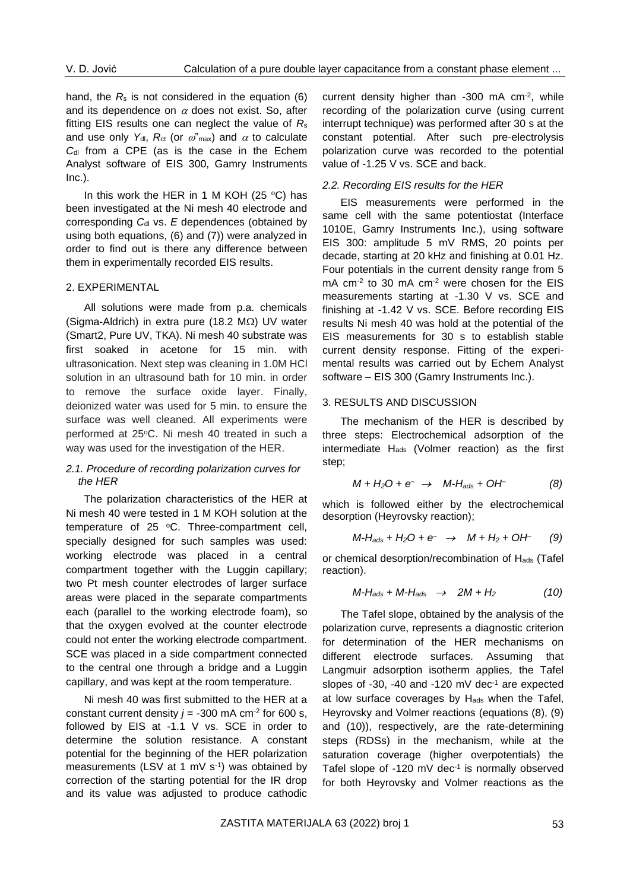hand, the $R_s$ is not considered in the equation (6) and its dependence on $\alpha$ does not exist. So, after fitting EIS results one can neglect the value of $R_s$ and use only $Y_{dl}$, $R_{ct}$ (or $\omega''_{max}$) and $\alpha$ to calculate $C_{dl}$ from a CPE (as is the case in the Echem Analyst software of EIS 300, Gamry Instruments Inc.).

In this work the HER in 1 M KOH (25 °C) has been investigated at the Ni mesh 40 electrode and corresponding $C_{dl}$ vs. $E$ dependences (obtained by using both equations, (6) and (7)) were analyzed in order to find out is there any difference between them in experimentally recorded EIS results.

## 2. EXPERIMENTAL

All solutions were made from p.a. chemicals (Sigma-Aldrich) in extra pure (18.2 MΩ) UV water (Smart2, Pure UV, TKA). Ni mesh 40 substrate was first soaked in acetone for 15 min. with ultrasonication. Next step was cleaning in 1.0M HCl solution in an ultrasound bath for 10 min. in order to remove the surface oxide layer. Finally, deionized water was used for 5 min. to ensure the surface was well cleaned. All experiments were performed at 25°C. Ni mesh 40 treated in such a way was used for the investigation of the HER.

### *2.1. Procedure of recording polarization curves for the HER*

The polarization characteristics of the HER at Ni mesh 40 were tested in 1 M KOH solution at the temperature of 25 °C. Three-compartment cell, specially designed for such samples was used: working electrode was placed in a central compartment together with the Luggin capillary; two Pt mesh counter electrodes of larger surface areas were placed in the separate compartments each (parallel to the working electrode foam), so that the oxygen evolved at the counter electrode could not enter the working electrode compartment. SCE was placed in a side compartment connected to the central one through a bridge and a Luggin capillary, and was kept at the room temperature.

Ni mesh 40 was first submitted to the HER at a constant current density $j$ = -300 mA cm$^{-2}$ for 600 s, followed by EIS at -1.1 V vs. SCE in order to determine the solution resistance. A constant potential for the beginning of the HER polarization measurements (LSV at 1 mV s$^{-1}$) was obtained by correction of the starting potential for the IR drop and its value was adjusted to produce cathodic current density higher than -300 mA cm$^{-2}$, while recording of the polarization curve (using current interrupt technique) was performed after 30 s at the constant potential. After such pre-electrolysis polarization curve was recorded to the potential value of -1.25 V vs. SCE and back.

### *2.2. Recording EIS results for the HER*

EIS measurements were performed in the same cell with the same potentiostat (Interface 1010E, Gamry Instruments Inc.), using software EIS 300: amplitude 5 mV RMS, 20 points per decade, starting at 20 kHz and finishing at 0.01 Hz. Four potentials in the current density range from 5 mA cm$^{-2}$ to 30 mA cm$^{-2}$ were chosen for the EIS measurements starting at -1.30 V vs. SCE and finishing at -1.42 V vs. SCE. Before recording EIS results Ni mesh 40 was hold at the potential of the EIS measurements for 30 s to establish stable current density response. Fitting of the experimental results was carried out by Echem Analyst software – EIS 300 (Gamry Instruments Inc.).

## 3. RESULTS AND DISCUSSION

The mechanism of the HER is described by three steps: Electrochemical adsorption of the intermediate $H_{ads}$ (Volmer reaction) as the first step;

$$M + H_2O + e^- \rightarrow M\text{-}H_{ads} + OH^- \qquad (8)$$

which is followed either by the electrochemical desorption (Heyrovsky reaction);

$$M\text{-}H_{ads} + H_2O + e^- \rightarrow M + H_2 + OH^- \qquad (9)$$

or chemical desorption/recombination of $H_{ads}$ (Tafel reaction).

$$M\text{-}H_{ads} + M\text{-}H_{ads} \rightarrow 2M + H_2 \qquad (10)$$

The Tafel slope, obtained by the analysis of the polarization curve, represents a diagnostic criterion for determination of the HER mechanisms on different electrode surfaces. Assuming that Langmuir adsorption isotherm applies, the Tafel slopes of -30, -40 and -120 mV dec$^{-1}$ are expected at low surface coverages by $H_{ads}$ when the Tafel, Heyrovsky and Volmer reactions (equations (8), (9) and (10)), respectively, are the rate-determining steps (RDSs) in the mechanism, while at the saturation coverage (higher overpotentials) the Tafel slope of -120 mV dec$^{-1}$ is normally observed for both Heyrovsky and Volmer reactions as the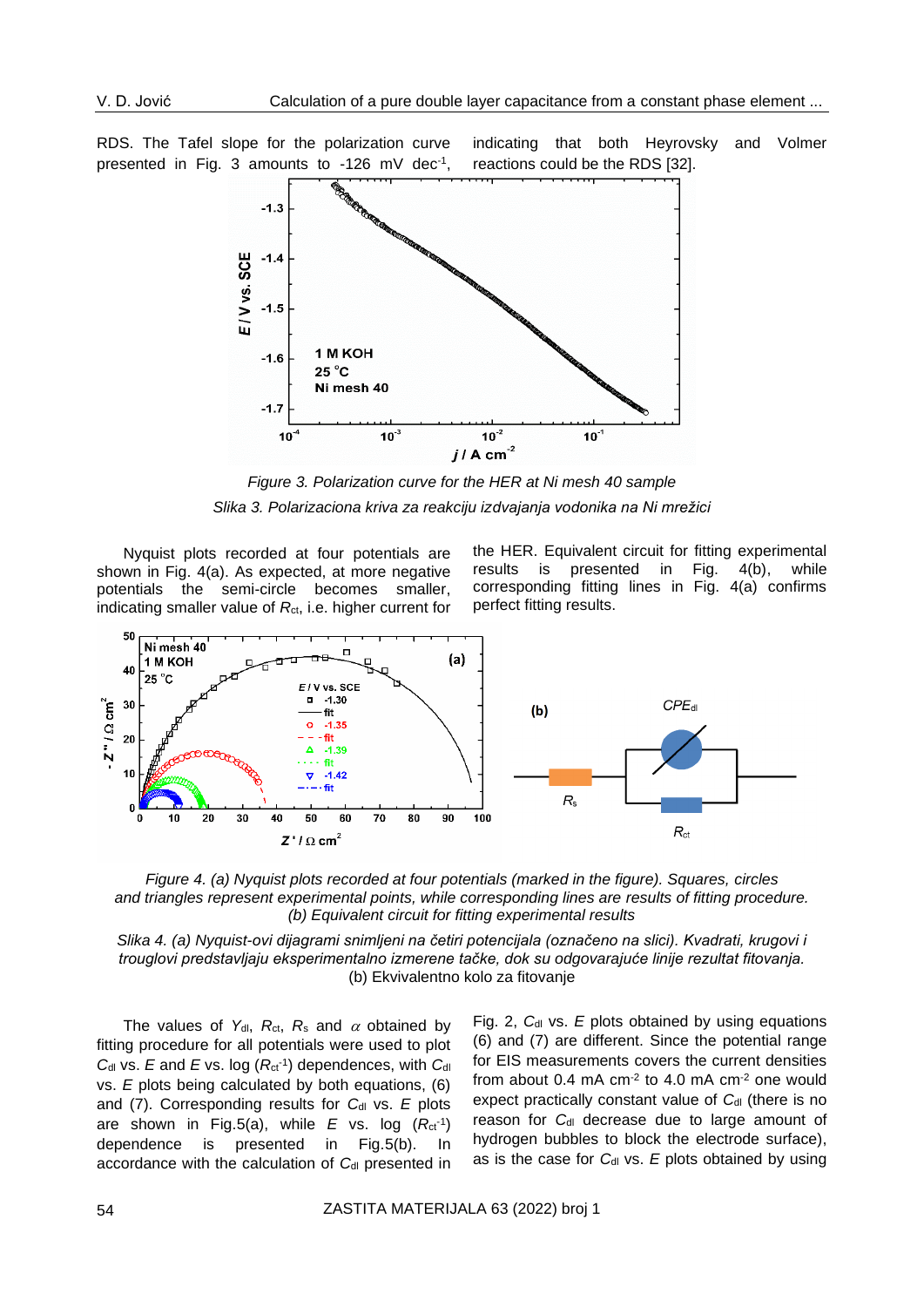RDS. The Tafel slope for the polarization curve presented in Fig. 3 amounts to -126 mV dec$^{-1}$, indicating that both Heyrovsky and Volmer reactions could be the RDS [32].

*Figure 3. Polarization curve for the HER at Ni mesh 40 sample*

*Slika 3. Polarizaciona kriva za reakciju izdvajanja vodonika na Ni mrežici*

Nyquist plots recorded at four potentials are shown in Fig. 4(a). As expected, at more negative potentials the semi-circle becomes smaller, indicating smaller value of $R_{ct}$, i.e. higher current for the HER. Equivalent circuit for fitting experimental results is presented in Fig. 4(b), while corresponding fitting lines in Fig. 4(a) confirms perfect fitting results.

*Figure 4. (a) Nyquist plots recorded at four potentials (marked in the figure). Squares, circles and triangles represent experimental points, while corresponding lines are results of fitting procedure. (b) Equivalent circuit for fitting experimental results*

*Slika 4. (a) Nyquist-ovi dijagrami snimljeni na četiri potencijala (označeno na slici). Kvadrati, krugovi i trouglovi predstavljaju eksperimentalno izmerene tačke, dok su odgovarajuće linije rezultat fitovanja.* (b) Ekvivalentno kolo za fitovanje

The values of $Y_{dl}$, $R_{ct}$, $R_s$ and $\alpha$ obtained by fitting procedure for all potentials were used to plot $C_{dl}$ vs. $E$ and $E$ vs. log ($R_{ct}^{-1}$) dependences, with $C_{dl}$ vs. $E$ plots being calculated by both equations, (6) and (7). Corresponding results for $C_{dl}$ vs. $E$ plots are shown in Fig.5(a), while $E$ vs. log ($R_{ct}^{-1}$) dependence is presented in Fig.5(b). In accordance with the calculation of $C_{dl}$ presented in Fig. 2, $C_{dl}$ vs. $E$ plots obtained by using equations (6) and (7) are different. Since the potential range for EIS measurements covers the current densities from about 0.4 mA cm$^{-2}$ to 4.0 mA cm$^{-2}$ one would expect practically constant value of $C_{dl}$ (there is no reason for $C_{dl}$ decrease due to large amount of hydrogen bubbles to block the electrode surface), as is the case for $C_{dl}$ vs. $E$ plots obtained by using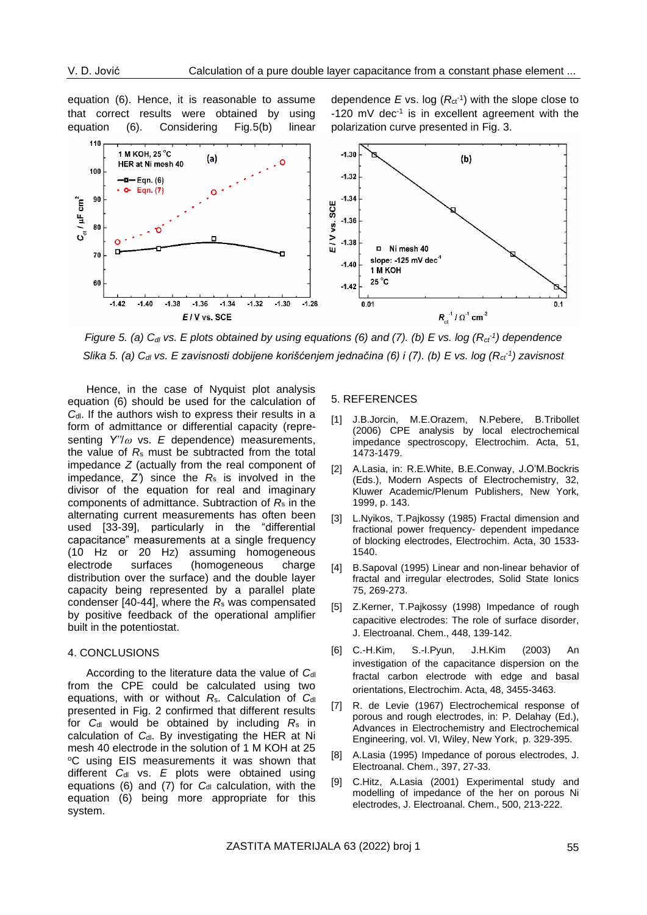equation (6). Hence, it is reasonable to assume that correct results were obtained by using equation (6). Considering Fig.5(b) linear dependence $E$ vs. log ($R_{ct}^{-1}$) with the slope close to -120 mV dec$^{-1}$ is in excellent agreement with the polarization curve presented in Fig. 3.

*Figure 5. (a) $C_{dl}$ vs. $E$ plots obtained by using equations (6) and (7). (b) $E$ vs. log ($R_{ct}^{-1}$) dependence*

*Slika 5. (a) $C_{dl}$ vs. $E$ zavisnosti dobijene korišćenjem jednačina (6) i (7). (b) $E$ vs. log ($R_{ct}^{-1}$) zavisnost*

Hence, in the case of Nyquist plot analysis equation (6) should be used for the calculation of $C_{dl}$. If the authors wish to express their results in a form of admittance or differential capacity (representing $Y''/\omega$ vs. $E$ dependence) measurements, the value of $R_s$ must be subtracted from the total impedance $Z$ (actually from the real component of impedance, $Z'$) since the $R_s$ is involved in the divisor of the equation for real and imaginary components of admittance. Subtraction of $R_s$ in the alternating current measurements has often been used [33-39], particularly in the "differential capacitance" measurements at a single frequency (10 Hz or 20 Hz) assuming homogeneous electrode surfaces (homogeneous charge distribution over the surface) and the double layer capacity being represented by a parallel plate condenser [40-44], where the $R_s$ was compensated by positive feedback of the operational amplifier built in the potentiostat.

## 4. CONCLUSIONS

According to the literature data the value of $C_{dl}$ from the CPE could be calculated using two equations, with or without $R_s$. Calculation of $C_{dl}$ presented in Fig. 2 confirmed that different results for $C_{dl}$ would be obtained by including $R_s$ in calculation of $C_{dl}$. By investigating the HER at Ni mesh 40 electrode in the solution of 1 M KOH at 25 °C using EIS measurements it was shown that different $C_{dl}$ vs. $E$ plots were obtained using equations (6) and (7) for $C_{dl}$ calculation, with the equation (6) being more appropriate for this system.

## 5. REFERENCES

[1] J.B.Jorcin, M.E.Orazem, N.Pebere, B.Tribollet (2006) CPE analysis by local electrochemical impedance spectroscopy, Electrochim. Acta, 51, 1473-1479.

[2] A.Lasia, in: R.E.White, B.E.Conway, J.O'M.Bockris (Eds.), Modern Aspects of Electrochemistry, 32, Kluwer Academic/Plenum Publishers, New York, 1999, p. 143.

[3] L.Nyikos, T.Pajkossy (1985) Fractal dimension and fractional power frequency- dependent impedance of blocking electrodes, Electrochim. Acta, 30 1533-1540.

[4] B.Sapoval (1995) Linear and non-linear behavior of fractal and irregular electrodes, Solid State Ionics 75, 269-273.

[5] Z.Kerner, T.Pajkossy (1998) Impedance of rough capacitive electrodes: The role of surface disorder, J. Electroanal. Chem., 448, 139-142.

[6] C.-H.Kim, S.-I.Pyun, J.H.Kim (2003) An investigation of the capacitance dispersion on the fractal carbon electrode with edge and basal orientations, Electrochim. Acta, 48, 3455-3463.

[7] R. de Levie (1967) Electrochemical response of porous and rough electrodes, in: P. Delahay (Ed.), Advances in Electrochemistry and Electrochemical Engineering, vol. VI, Wiley, New York, p. 329-395.

[8] A.Lasia (1995) Impedance of porous electrodes, J. Electroanal. Chem., 397, 27-33.

[9] C.Hitz, A.Lasia (2001) Experimental study and modelling of impedance of the her on porous Ni electrodes, J. Electroanal. Chem., 500, 213-222.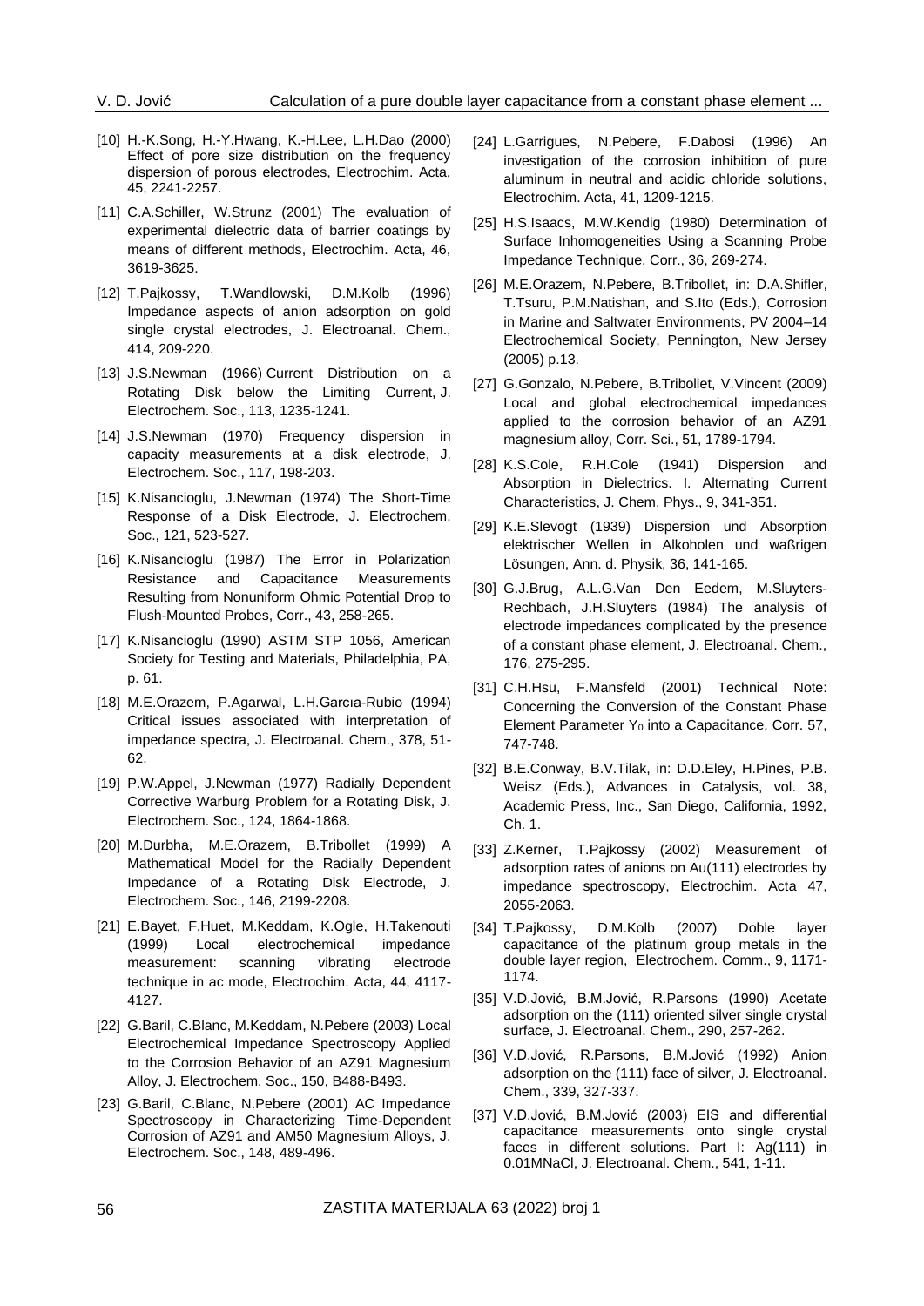[10] H.-K.Song, H.-Y.Hwang, K.-H.Lee, L.H.Dao (2000) Effect of pore size distribution on the frequency dispersion of porous electrodes, Electrochim. Acta, 45, 2241-2257.

[11] C.A.Schiller, W.Strunz (2001) The evaluation of experimental dielectric data of barrier coatings by means of different methods, Electrochim. Acta, 46, 3619-3625.

[12] T.Pajkossy, T.Wandlowski, D.M.Kolb (1996) Impedance aspects of anion adsorption on gold single crystal electrodes, J. Electroanal. Chem., 414, 209-220.

[13] J.S.Newman (1966) Current Distribution on a Rotating Disk below the Limiting Current, J. Electrochem. Soc., 113, 1235-1241.

[14] J.S.Newman (1970) Frequency dispersion in capacity measurements at a disk electrode, J. Electrochem. Soc., 117, 198-203.

[15] K.Nisancioglu, J.Newman (1974) The Short-Time Response of a Disk Electrode, J. Electrochem. Soc., 121, 523-527.

[16] K.Nisancioglu (1987) The Error in Polarization Resistance and Capacitance Measurements Resulting from Nonuniform Ohmic Potential Drop to Flush-Mounted Probes, Corr., 43, 258-265.

[17] K.Nisancioglu (1990) ASTM STP 1056, American Society for Testing and Materials, Philadelphia, PA, p. 61.

[18] M.E.Orazem, P.Agarwal, L.H.Garcıa-Rubio (1994) Critical issues associated with interpretation of impedance spectra, J. Electroanal. Chem., 378, 51-62.

[19] P.W.Appel, J.Newman (1977) Radially Dependent Corrective Warburg Problem for a Rotating Disk, J. Electrochem. Soc., 124, 1864-1868.

[20] M.Durbha, M.E.Orazem, B.Tribollet (1999) A Mathematical Model for the Radially Dependent Impedance of a Rotating Disk Electrode, J. Electrochem. Soc., 146, 2199-2208.

[21] E.Bayet, F.Huet, M.Keddam, K.Ogle, H.Takenouti (1999) Local electrochemical impedance measurement: scanning vibrating electrode technique in ac mode, Electrochim. Acta, 44, 4117-4127.

[22] G.Baril, C.Blanc, M.Keddam, N.Pebere (2003) Local Electrochemical Impedance Spectroscopy Applied to the Corrosion Behavior of an AZ91 Magnesium Alloy, J. Electrochem. Soc., 150, B488-B493.

[23] G.Baril, C.Blanc, N.Pebere (2001) AC Impedance Spectroscopy in Characterizing Time-Dependent Corrosion of AZ91 and AM50 Magnesium Alloys, J. Electrochem. Soc., 148, 489-496.

[24] L.Garrigues, N.Pebere, F.Dabosi (1996) An investigation of the corrosion inhibition of pure aluminum in neutral and acidic chloride solutions, Electrochim. Acta, 41, 1209-1215.

[25] H.S.Isaacs, M.W.Kendig (1980) Determination of Surface Inhomogeneities Using a Scanning Probe Impedance Technique, Corr., 36, 269-274.

[26] M.E.Orazem, N.Pebere, B.Tribollet, in: D.A.Shifler, T.Tsuru, P.M.Natishan, and S.Ito (Eds.), Corrosion in Marine and Saltwater Environments, PV 2004–14 Electrochemical Society, Pennington, New Jersey (2005) p.13.

[27] G.Gonzalo, N.Pebere, B.Tribollet, V.Vincent (2009) Local and global electrochemical impedances applied to the corrosion behavior of an AZ91 magnesium alloy, Corr. Sci., 51, 1789-1794.

[28] K.S.Cole, R.H.Cole (1941) Dispersion and Absorption in Dielectrics. I. Alternating Current Characteristics, J. Chem. Phys., 9, 341-351.

[29] K.E.Slevogt (1939) Dispersion und Absorption elektrischer Wellen in Alkoholen und waßrigen Lösungen, Ann. d. Physik, 36, 141-165.

[30] G.J.Brug, A.L.G.Van Den Eedem, M.Sluyters-Rechbach, J.H.Sluyters (1984) The analysis of electrode impedances complicated by the presence of a constant phase element, J. Electroanal. Chem., 176, 275-295.

[31] C.H.Hsu, F.Mansfeld (2001) Technical Note: Concerning the Conversion of the Constant Phase Element Parameter $Y_0$ into a Capacitance, Corr. 57, 747-748.

[32] B.E.Conway, B.V.Tilak, in: D.D.Eley, H.Pines, P.B. Weisz (Eds.), Advances in Catalysis, vol. 38, Academic Press, Inc., San Diego, California, 1992, Ch. 1.

[33] Z.Kerner, T.Pajkossy (2002) Measurement of adsorption rates of anions on Au(111) electrodes by impedance spectroscopy, Electrochim. Acta 47, 2055-2063.

[34] T.Pajkossy, D.M.Kolb (2007) Doble layer capacitance of the platinum group metals in the double layer region, Electrochem. Comm., 9, 1171-1174.

[35] V.D.Jović, B.M.Jović, R.Parsons (1990) Acetate adsorption on the (111) oriented silver single crystal surface, J. Electroanal. Chem., 290, 257-262.

[36] V.D.Jović, R.Parsons, B.M.Jović (1992) Anion adsorption on the (111) face of silver, J. Electroanal. Chem., 339, 327-337.

[37] V.D.Jović, B.M.Jović (2003) EIS and differential capacitance measurements onto single crystal faces in different solutions. Part I: Ag(111) in 0.01MNaCl, J. Electroanal. Chem., 541, 1-11.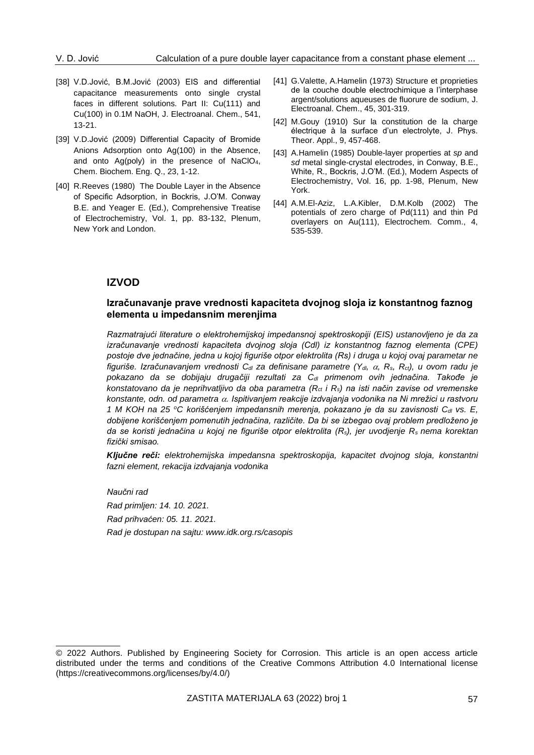[38] V.D.Jović, B.M.Jović (2003) EIS and differential capacitance measurements onto single crystal faces in different solutions. Part II: Cu(111) and Cu(100) in 0.1M NaOH, J. Electroanal. Chem., 541, 13-21.

[39] V.D.Jović (2009) Differential Capacity of Bromide Anions Adsorption onto Ag(100) in the Absence, and onto Ag(poly) in the presence of $NaClO_4$, Chem. Biochem. Eng. Q., 23, 1-12.

[40] R.Reeves (1980) The Double Layer in the Absence of Specific Adsorption, in Bockris, J.O'M. Conway B.E. and Yeager E. (Ed.), Comprehensive Treatise of Electrochemistry, Vol. 1, pp. 83-132, Plenum, New York and London.

[41] G.Valette, A.Hamelin (1973) Structure et proprieties de la couche double electrochimique a l'interphase argent/solutions aqueuses de fluorure de sodium, J. Electroanal. Chem., 45, 301-319.

[42] M.Gouy (1910) Sur la constitution de la charge électrique à la surface d'un electrolyte, J. Phys. Theor. Appl., 9, 457-468.

[43] A.Hamelin (1985) Double-layer properties at *sp* and *sd* metal single-crystal electrodes, in Conway, B.E., White, R., Bockris, J.O'M. (Ed.), Modern Aspects of Electrochemistry, Vol. 16, pp. 1-98, Plenum, New York.

[44] A.M.El-Aziz, L.A.Kibler, D.M.Kolb (2002) The potentials of zero charge of Pd(111) and thin Pd overlayers on Au(111), Electrochem. Comm., 4, 535-539.

## IZVOD

### Izračunavanje prave vrednosti kapaciteta dvojnog sloja iz konstantnog faznog elementa u impedansnim merenjima

*Razmatrajući literature o elektrohemijskoj impedansnoj spektroskopiji (EIS) ustanovljeno je da za izračunavanje vrednosti kapaciteta dvojnog sloja (Cdl) iz konstantnog faznog elementa (CPE) postoje dve jednačine, jedna u kojoj figuriše otpor elektrolita (Rs) i druga u kojoj ovaj parametar ne figuriše. Izračunavanjem vrednosti $C_{dl}$ za definisane parametre ($Y_{dl}$, $\alpha$, $R_s$, $R_{ct}$), u ovom radu je pokazano da se dobijaju drugačiji rezultati za $C_{dl}$ primenom ovih jednačina. Takođe je konstatovano da je neprihvatljivo da oba parametra ($R_{ct}$ i $R_s$) na isti način zavise od vremenske konstante, odn. od parametra $\alpha$. Ispitivanjem reakcije izdvajanja vodonika na Ni mrežici u rastvoru 1 M KOH na 25 °C korišćenjem impedansnih merenja, pokazano je da su zavisnosti $C_{dl}$ vs. E, dobijene korišćenjem pomenutih jednačina, različite. Da bi se izbegao ovaj problem predloženo je da se koristi jednačina u kojoj ne figuriše otpor elektrolita ($R_s$), jer uvodjenje $R_s$ nema korektan fizički smisao.*

***Ključne reči:*** *elektrohemijska impedansna spektroskopija, kapacitet dvojnog sloja, konstantni fazni element, rekacija izdvajanja vodonika*

*Naučni rad*

*Rad primljen: 14. 10. 2021.*

*Rad prihvaćen: 05. 11. 2021.*

*Rad je dostupan na sajtu: www.idk.org.rs/casopis*

© 2022 Authors. Published by Engineering Society for Corrosion. This article is an open access article distributed under the terms and conditions of the Creative Commons Attribution 4.0 International license (https://creativecommons.org/licenses/by/4.0/)